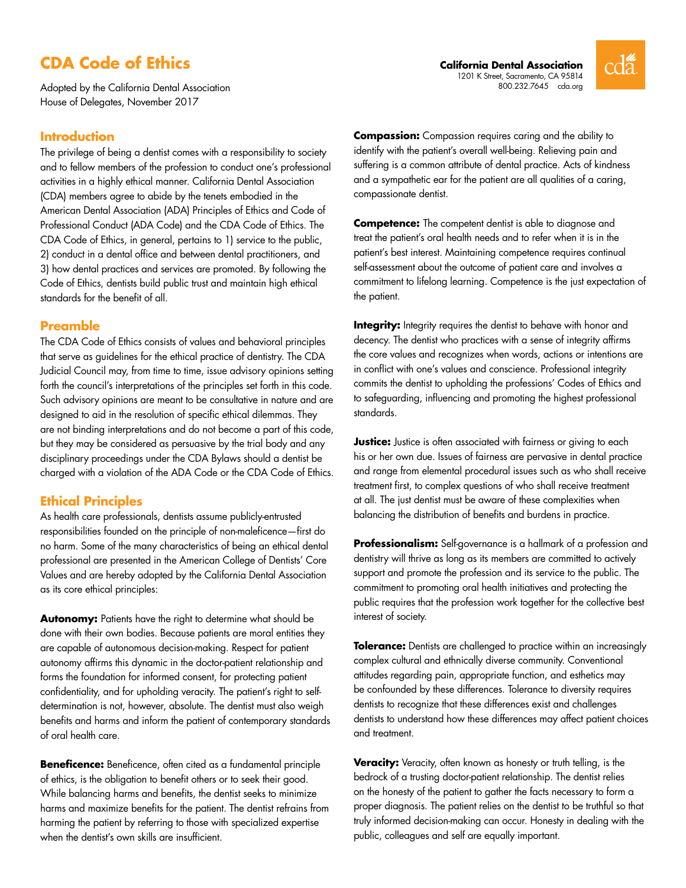# CDA Code of Ethics

Adopted by the California Dental Association House of Delegates, November 2017

**California Dental Association**
1201 K Street, Sacramento, CA 95814
800.232.7645 cda.org

## Introduction

The privilege of being a dentist comes with a responsibility to society and to fellow members of the profession to conduct one's professional activities in a highly ethical manner. California Dental Association (CDA) members agree to abide by the tenets embodied in the American Dental Association (ADA) Principles of Ethics and Code of Professional Conduct (ADA Code) and the CDA Code of Ethics. The CDA Code of Ethics, in general, pertains to 1) service to the public, 2) conduct in a dental office and between dental practitioners, and 3) how dental practices and services are promoted. By following the Code of Ethics, dentists build public trust and maintain high ethical standards for the benefit of all.

## Preamble

The CDA Code of Ethics consists of values and behavioral principles that serve as guidelines for the ethical practice of dentistry. The CDA Judicial Council may, from time to time, issue advisory opinions setting forth the council's interpretations of the principles set forth in this code. Such advisory opinions are meant to be consultative in nature and are designed to aid in the resolution of specific ethical dilemmas. They are not binding interpretations and do not become a part of this code, but they may be considered as persuasive by the trial body and any disciplinary proceedings under the CDA Bylaws should a dentist be charged with a violation of the ADA Code or the CDA Code of Ethics.

## Ethical Principles

As health care professionals, dentists assume publicly-entrusted responsibilities founded on the principle of non-maleficence—first do no harm. Some of the many characteristics of being an ethical dental professional are presented in the American College of Dentists' Core Values and are hereby adopted by the California Dental Association as its core ethical principles:

**Autonomy:** Patients have the right to determine what should be done with their own bodies. Because patients are moral entities they are capable of autonomous decision-making. Respect for patient autonomy affirms this dynamic in the doctor-patient relationship and forms the foundation for informed consent, for protecting patient confidentiality, and for upholding veracity. The patient's right to self-determination is not, however, absolute. The dentist must also weigh benefits and harms and inform the patient of contemporary standards of oral health care.

**Beneficence:** Beneficence, often cited as a fundamental principle of ethics, is the obligation to benefit others or to seek their good. While balancing harms and benefits, the dentist seeks to minimize harms and maximize benefits for the patient. The dentist refrains from harming the patient by referring to those with specialized expertise when the dentist's own skills are insufficient.

**Compassion:** Compassion requires caring and the ability to identify with the patient's overall well-being. Relieving pain and suffering is a common attribute of dental practice. Acts of kindness and a sympathetic ear for the patient are all qualities of a caring, compassionate dentist.

**Competence:** The competent dentist is able to diagnose and treat the patient's oral health needs and to refer when it is in the patient's best interest. Maintaining competence requires continual self-assessment about the outcome of patient care and involves a commitment to lifelong learning. Competence is the just expectation of the patient.

**Integrity:** Integrity requires the dentist to behave with honor and decency. The dentist who practices with a sense of integrity affirms the core values and recognizes when words, actions or intentions are in conflict with one's values and conscience. Professional integrity commits the dentist to upholding the professions' Codes of Ethics and to safeguarding, influencing and promoting the highest professional standards.

**Justice:** Justice is often associated with fairness or giving to each his or her own due. Issues of fairness are pervasive in dental practice and range from elemental procedural issues such as who shall receive treatment first, to complex questions of who shall receive treatment at all. The just dentist must be aware of these complexities when balancing the distribution of benefits and burdens in practice.

**Professionalism:** Self-governance is a hallmark of a profession and dentistry will thrive as long as its members are committed to actively support and promote the profession and its service to the public. The commitment to promoting oral health initiatives and protecting the public requires that the profession work together for the collective best interest of society.

**Tolerance:** Dentists are challenged to practice within an increasingly complex cultural and ethnically diverse community. Conventional attitudes regarding pain, appropriate function, and esthetics may be confounded by these differences. Tolerance to diversity requires dentists to recognize that these differences exist and challenges dentists to understand how these differences may affect patient choices and treatment.

**Veracity:** Veracity, often known as honesty or truth telling, is the bedrock of a trusting doctor-patient relationship. The dentist relies on the honesty of the patient to gather the facts necessary to form a proper diagnosis. The patient relies on the dentist to be truthful so that truly informed decision-making can occur. Honesty in dealing with the public, colleagues and self are equally important.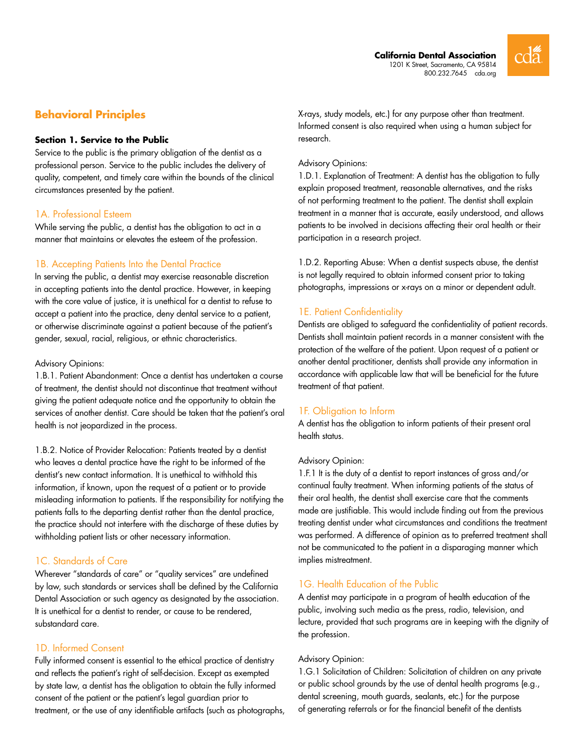## Behavioral Principles

### Section 1. Service to the Public

Service to the public is the primary obligation of the dentist as a professional person. Service to the public includes the delivery of quality, competent, and timely care within the bounds of the clinical circumstances presented by the patient.

#### 1A. Professional Esteem

While serving the public, a dentist has the obligation to act in a manner that maintains or elevates the esteem of the profession.

#### 1B. Accepting Patients Into the Dental Practice

In serving the public, a dentist may exercise reasonable discretion in accepting patients into the dental practice. However, in keeping with the core value of justice, it is unethical for a dentist to refuse to accept a patient into the practice, deny dental service to a patient, or otherwise discriminate against a patient because of the patient's gender, sexual, racial, religious, or ethnic characteristics.

Advisory Opinions:

1.B.1. Patient Abandonment: Once a dentist has undertaken a course of treatment, the dentist should not discontinue that treatment without giving the patient adequate notice and the opportunity to obtain the services of another dentist. Care should be taken that the patient's oral health is not jeopardized in the process.

1.B.2. Notice of Provider Relocation: Patients treated by a dentist who leaves a dental practice have the right to be informed of the dentist's new contact information. It is unethical to withhold this information, if known, upon the request of a patient or to provide misleading information to patients. If the responsibility for notifying the patients falls to the departing dentist rather than the dental practice, the practice should not interfere with the discharge of these duties by withholding patient lists or other necessary information.

#### 1C. Standards of Care

Wherever "standards of care" or "quality services" are undefined by law, such standards or services shall be defined by the California Dental Association or such agency as designated by the association. It is unethical for a dentist to render, or cause to be rendered, substandard care.

#### 1D. Informed Consent

Fully informed consent is essential to the ethical practice of dentistry and reflects the patient's right of self-decision. Except as exempted by state law, a dentist has the obligation to obtain the fully informed consent of the patient or the patient's legal guardian prior to treatment, or the use of any identifiable artifacts (such as photographs, X-rays, study models, etc.) for any purpose other than treatment. Informed consent is also required when using a human subject for research.

Advisory Opinions:

1.D.1. Explanation of Treatment: A dentist has the obligation to fully explain proposed treatment, reasonable alternatives, and the risks of not performing treatment to the patient. The dentist shall explain treatment in a manner that is accurate, easily understood, and allows patients to be involved in decisions affecting their oral health or their participation in a research project.

1.D.2. Reporting Abuse: When a dentist suspects abuse, the dentist is not legally required to obtain informed consent prior to taking photographs, impressions or x-rays on a minor or dependent adult.

#### 1E. Patient Confidentiality

Dentists are obliged to safeguard the confidentiality of patient records. Dentists shall maintain patient records in a manner consistent with the protection of the welfare of the patient. Upon request of a patient or another dental practitioner, dentists shall provide any information in accordance with applicable law that will be beneficial for the future treatment of that patient.

#### 1F. Obligation to Inform

A dentist has the obligation to inform patients of their present oral health status.

Advisory Opinion:

1.F.1 It is the duty of a dentist to report instances of gross and/or continual faulty treatment. When informing patients of the status of their oral health, the dentist shall exercise care that the comments made are justifiable. This would include finding out from the previous treating dentist under what circumstances and conditions the treatment was performed. A difference of opinion as to preferred treatment shall not be communicated to the patient in a disparaging manner which implies mistreatment.

#### 1G. Health Education of the Public

A dentist may participate in a program of health education of the public, involving such media as the press, radio, television, and lecture, provided that such programs are in keeping with the dignity of the profession.

Advisory Opinion:

1.G.1 Solicitation of Children: Solicitation of children on any private or public school grounds by the use of dental health programs (e.g., dental screening, mouth guards, sealants, etc.) for the purpose of generating referrals or for the financial benefit of the dentists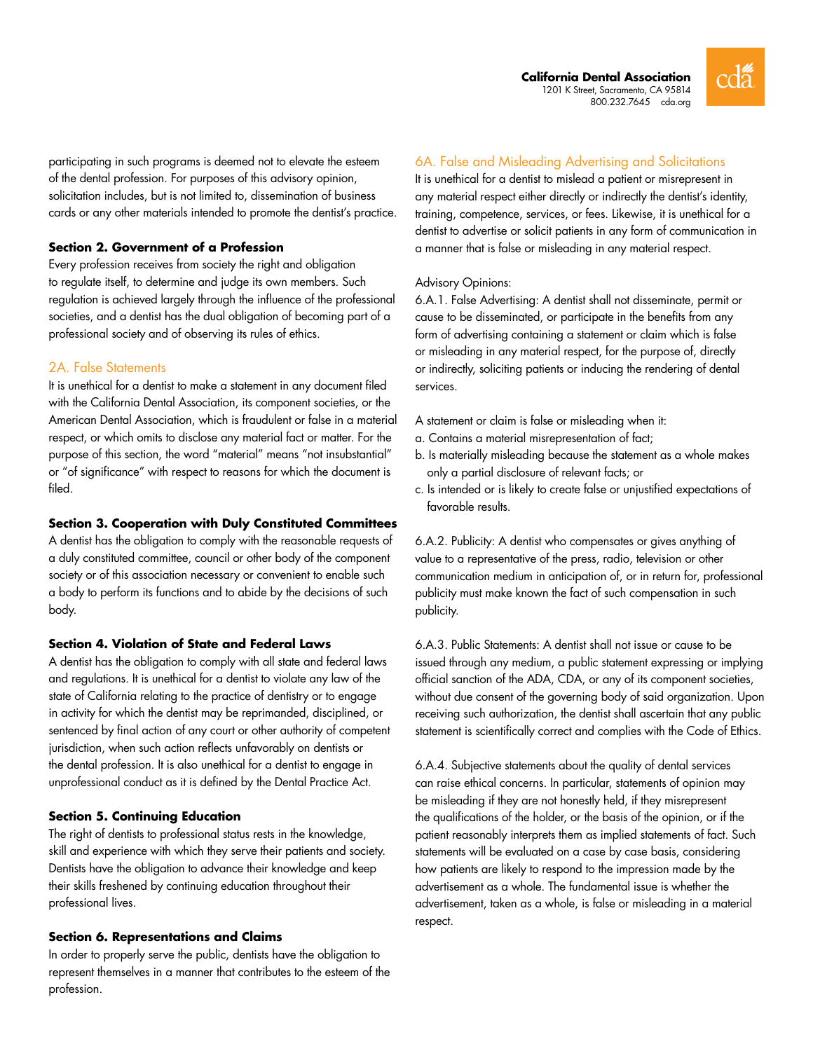participating in such programs is deemed not to elevate the esteem of the dental profession. For purposes of this advisory opinion, solicitation includes, but is not limited to, dissemination of business cards or any other materials intended to promote the dentist's practice.

**Section 2. Government of a Profession**

Every profession receives from society the right and obligation to regulate itself, to determine and judge its own members. Such regulation is achieved largely through the influence of the professional societies, and a dentist has the dual obligation of becoming part of a professional society and of observing its rules of ethics.

## 2A. False Statements

It is unethical for a dentist to make a statement in any document filed with the California Dental Association, its component societies, or the American Dental Association, which is fraudulent or false in a material respect, or which omits to disclose any material fact or matter. For the purpose of this section, the word "material" means "not insubstantial" or "of significance" with respect to reasons for which the document is filed.

**Section 3. Cooperation with Duly Constituted Committees**

A dentist has the obligation to comply with the reasonable requests of a duly constituted committee, council or other body of the component society or of this association necessary or convenient to enable such a body to perform its functions and to abide by the decisions of such body.

**Section 4. Violation of State and Federal Laws**

A dentist has the obligation to comply with all state and federal laws and regulations. It is unethical for a dentist to violate any law of the state of California relating to the practice of dentistry or to engage in activity for which the dentist may be reprimanded, disciplined, or sentenced by final action of any court or other authority of competent jurisdiction, when such action reflects unfavorably on dentists or the dental profession. It is also unethical for a dentist to engage in unprofessional conduct as it is defined by the Dental Practice Act.

**Section 5. Continuing Education**

The right of dentists to professional status rests in the knowledge, skill and experience with which they serve their patients and society. Dentists have the obligation to advance their knowledge and keep their skills freshened by continuing education throughout their professional lives.

**Section 6. Representations and Claims**

In order to properly serve the public, dentists have the obligation to represent themselves in a manner that contributes to the esteem of the profession.

## 6A. False and Misleading Advertising and Solicitations

It is unethical for a dentist to mislead a patient or misrepresent in any material respect either directly or indirectly the dentist's identity, training, competence, services, or fees. Likewise, it is unethical for a dentist to advertise or solicit patients in any form of communication in a manner that is false or misleading in any material respect.

Advisory Opinions:

6.A.1. False Advertising: A dentist shall not disseminate, permit or cause to be disseminated, or participate in the benefits from any form of advertising containing a statement or claim which is false or misleading in any material respect, for the purpose of, directly or indirectly, soliciting patients or inducing the rendering of dental services.

A statement or claim is false or misleading when it:

a. Contains a material misrepresentation of fact;
b. Is materially misleading because the statement as a whole makes only a partial disclosure of relevant facts; or
c. Is intended or is likely to create false or unjustified expectations of favorable results.

6.A.2. Publicity: A dentist who compensates or gives anything of value to a representative of the press, radio, television or other communication medium in anticipation of, or in return for, professional publicity must make known the fact of such compensation in such publicity.

6.A.3. Public Statements: A dentist shall not issue or cause to be issued through any medium, a public statement expressing or implying official sanction of the ADA, CDA, or any of its component societies, without due consent of the governing body of said organization. Upon receiving such authorization, the dentist shall ascertain that any public statement is scientifically correct and complies with the Code of Ethics.

6.A.4. Subjective statements about the quality of dental services can raise ethical concerns. In particular, statements of opinion may be misleading if they are not honestly held, if they misrepresent the qualifications of the holder, or the basis of the opinion, or if the patient reasonably interprets them as implied statements of fact. Such statements will be evaluated on a case by case basis, considering how patients are likely to respond to the impression made by the advertisement as a whole. The fundamental issue is whether the advertisement, taken as a whole, is false or misleading in a material respect.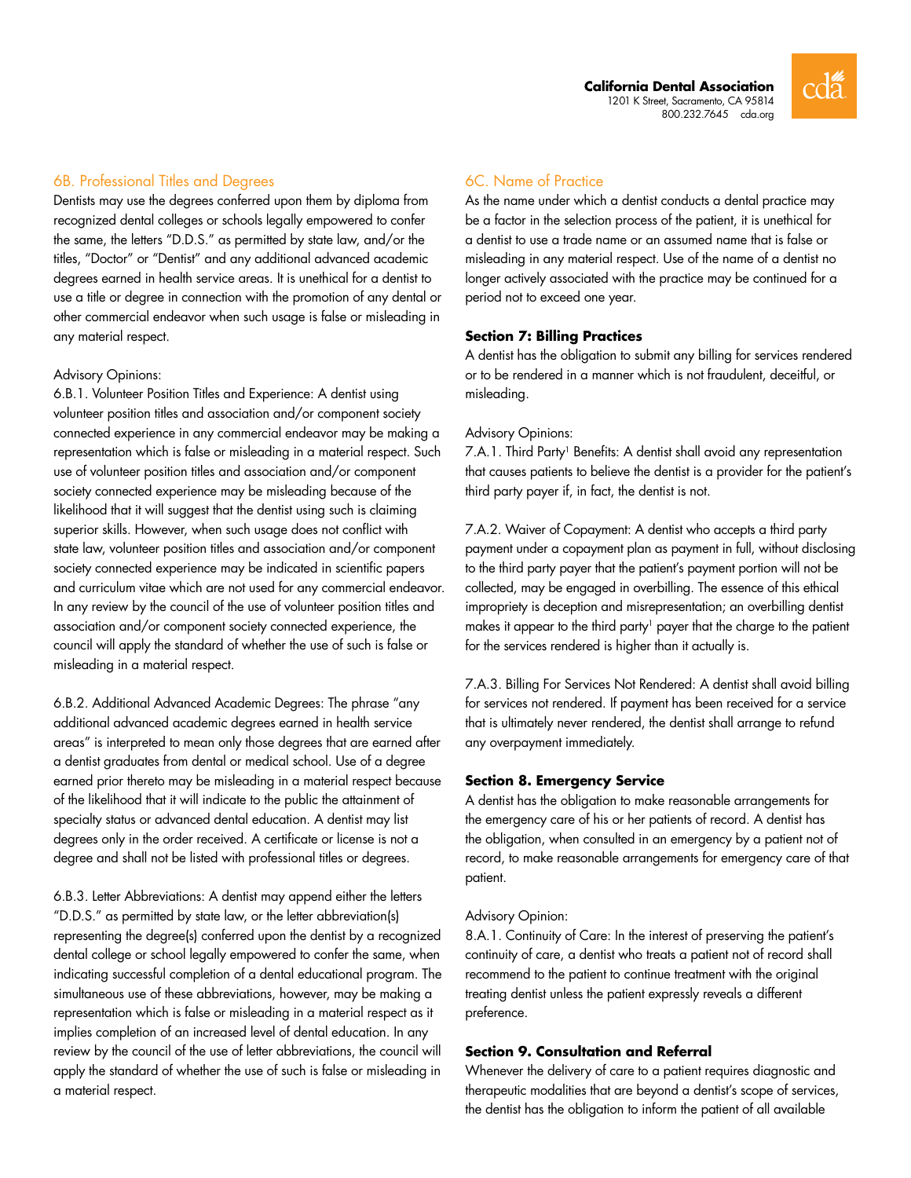### 6B. Professional Titles and Degrees

Dentists may use the degrees conferred upon them by diploma from recognized dental colleges or schools legally empowered to confer the same, the letters "D.D.S." as permitted by state law, and/or the titles, "Doctor" or "Dentist" and any additional advanced academic degrees earned in health service areas. It is unethical for a dentist to use a title or degree in connection with the promotion of any dental or other commercial endeavor when such usage is false or misleading in any material respect.

Advisory Opinions:

6.B.1. Volunteer Position Titles and Experience: A dentist using volunteer position titles and association and/or component society connected experience in any commercial endeavor may be making a representation which is false or misleading in a material respect. Such use of volunteer position titles and association and/or component society connected experience may be misleading because of the likelihood that it will suggest that the dentist using such is claiming superior skills. However, when such usage does not conflict with state law, volunteer position titles and association and/or component society connected experience may be indicated in scientific papers and curriculum vitae which are not used for any commercial endeavor. In any review by the council of the use of volunteer position titles and association and/or component society connected experience, the council will apply the standard of whether the use of such is false or misleading in a material respect.

6.B.2. Additional Advanced Academic Degrees: The phrase "any additional advanced academic degrees earned in health service areas" is interpreted to mean only those degrees that are earned after a dentist graduates from dental or medical school. Use of a degree earned prior thereto may be misleading in a material respect because of the likelihood that it will indicate to the public the attainment of specialty status or advanced dental education. A dentist may list degrees only in the order received. A certificate or license is not a degree and shall not be listed with professional titles or degrees.

6.B.3. Letter Abbreviations: A dentist may append either the letters "D.D.S." as permitted by state law, or the letter abbreviation(s) representing the degree(s) conferred upon the dentist by a recognized dental college or school legally empowered to confer the same, when indicating successful completion of a dental educational program. The simultaneous use of these abbreviations, however, may be making a representation which is false or misleading in a material respect as it implies completion of an increased level of dental education. In any review by the council of the use of letter abbreviations, the council will apply the standard of whether the use of such is false or misleading in a material respect.

### 6C. Name of Practice

As the name under which a dentist conducts a dental practice may be a factor in the selection process of the patient, it is unethical for a dentist to use a trade name or an assumed name that is false or misleading in any material respect. Use of the name of a dentist no longer actively associated with the practice may be continued for a period not to exceed one year.

### Section 7: Billing Practices

A dentist has the obligation to submit any billing for services rendered or to be rendered in a manner which is not fraudulent, deceitful, or misleading.

Advisory Opinions:

7.A.1. Third Party[1] Benefits: A dentist shall avoid any representation that causes patients to believe the dentist is a provider for the patient's third party payer if, in fact, the dentist is not.

7.A.2. Waiver of Copayment: A dentist who accepts a third party payment under a copayment plan as payment in full, without disclosing to the third party payer that the patient's payment portion will not be collected, may be engaged in overbilling. The essence of this ethical impropriety is deception and misrepresentation; an overbilling dentist makes it appear to the third party[1] payer that the charge to the patient for the services rendered is higher than it actually is.

7.A.3. Billing For Services Not Rendered: A dentist shall avoid billing for services not rendered. If payment has been received for a service that is ultimately never rendered, the dentist shall arrange to refund any overpayment immediately.

### Section 8. Emergency Service

A dentist has the obligation to make reasonable arrangements for the emergency care of his or her patients of record. A dentist has the obligation, when consulted in an emergency by a patient not of record, to make reasonable arrangements for emergency care of that patient.

Advisory Opinion:

8.A.1. Continuity of Care: In the interest of preserving the patient's continuity of care, a dentist who treats a patient not of record shall recommend to the patient to continue treatment with the original treating dentist unless the patient expressly reveals a different preference.

### Section 9. Consultation and Referral

Whenever the delivery of care to a patient requires diagnostic and therapeutic modalities that are beyond a dentist's scope of services, the dentist has the obligation to inform the patient of all available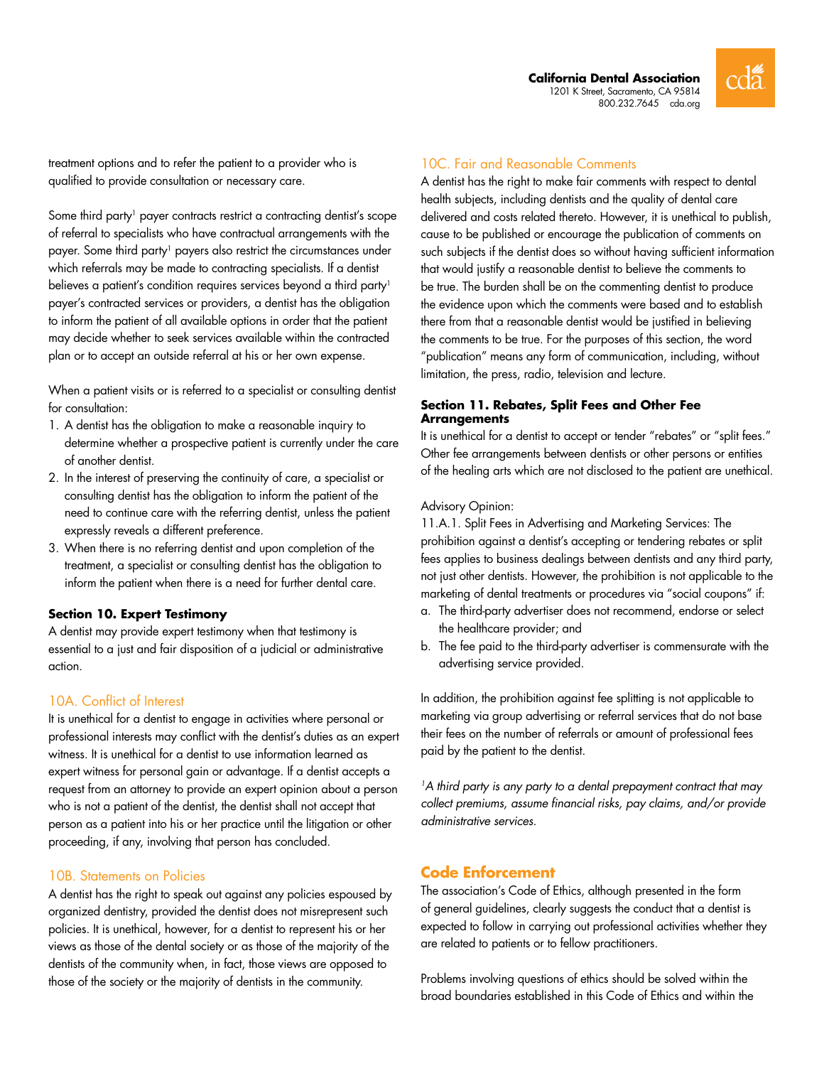treatment options and to refer the patient to a provider who is qualified to provide consultation or necessary care.

Some third party[1] payer contracts restrict a contracting dentist's scope of referral to specialists who have contractual arrangements with the payer. Some third party[1] payers also restrict the circumstances under which referrals may be made to contracting specialists. If a dentist believes a patient's condition requires services beyond a third party[1] payer's contracted services or providers, a dentist has the obligation to inform the patient of all available options in order that the patient may decide whether to seek services available within the contracted plan or to accept an outside referral at his or her own expense.

When a patient visits or is referred to a specialist or consulting dentist for consultation:

1. A dentist has the obligation to make a reasonable inquiry to determine whether a prospective patient is currently under the care of another dentist.
2. In the interest of preserving the continuity of care, a specialist or consulting dentist has the obligation to inform the patient of the need to continue care with the referring dentist, unless the patient expressly reveals a different preference.
3. When there is no referring dentist and upon completion of the treatment, a specialist or consulting dentist has the obligation to inform the patient when there is a need for further dental care.

#### Section 10. Expert Testimony

A dentist may provide expert testimony when that testimony is essential to a just and fair disposition of a judicial or administrative action.

### 10A. Conflict of Interest

It is unethical for a dentist to engage in activities where personal or professional interests may conflict with the dentist's duties as an expert witness. It is unethical for a dentist to use information learned as expert witness for personal gain or advantage. If a dentist accepts a request from an attorney to provide an expert opinion about a person who is not a patient of the dentist, the dentist shall not accept that person as a patient into his or her practice until the litigation or other proceeding, if any, involving that person has concluded.

### 10B. Statements on Policies

A dentist has the right to speak out against any policies espoused by organized dentistry, provided the dentist does not misrepresent such policies. It is unethical, however, for a dentist to represent his or her views as those of the dental society or as those of the majority of the dentists of the community when, in fact, those views are opposed to those of the society or the majority of dentists in the community.

### 10C. Fair and Reasonable Comments

A dentist has the right to make fair comments with respect to dental health subjects, including dentists and the quality of dental care delivered and costs related thereto. However, it is unethical to publish, cause to be published or encourage the publication of comments on such subjects if the dentist does so without having sufficient information that would justify a reasonable dentist to believe the comments to be true. The burden shall be on the commenting dentist to produce the evidence upon which the comments were based and to establish there from that a reasonable dentist would be justified in believing the comments to be true. For the purposes of this section, the word "publication" means any form of communication, including, without limitation, the press, radio, television and lecture.

#### Section 11. Rebates, Split Fees and Other Fee Arrangements

It is unethical for a dentist to accept or tender "rebates" or "split fees." Other fee arrangements between dentists or other persons or entities of the healing arts which are not disclosed to the patient are unethical.

Advisory Opinion:

11.A.1. Split Fees in Advertising and Marketing Services: The prohibition against a dentist's accepting or tendering rebates or split fees applies to business dealings between dentists and any third party, not just other dentists. However, the prohibition is not applicable to the marketing of dental treatments or procedures via "social coupons" if:

a. The third-party advertiser does not recommend, endorse or select the healthcare provider; and
b. The fee paid to the third-party advertiser is commensurate with the advertising service provided.

In addition, the prohibition against fee splitting is not applicable to marketing via group advertising or referral services that do not base their fees on the number of referrals or amount of professional fees paid by the patient to the dentist.

*[1]A third party is any party to a dental prepayment contract that may collect premiums, assume financial risks, pay claims, and/or provide administrative services.*

## Code Enforcement

The association's Code of Ethics, although presented in the form of general guidelines, clearly suggests the conduct that a dentist is expected to follow in carrying out professional activities whether they are related to patients or to fellow practitioners.

Problems involving questions of ethics should be solved within the broad boundaries established in this Code of Ethics and within the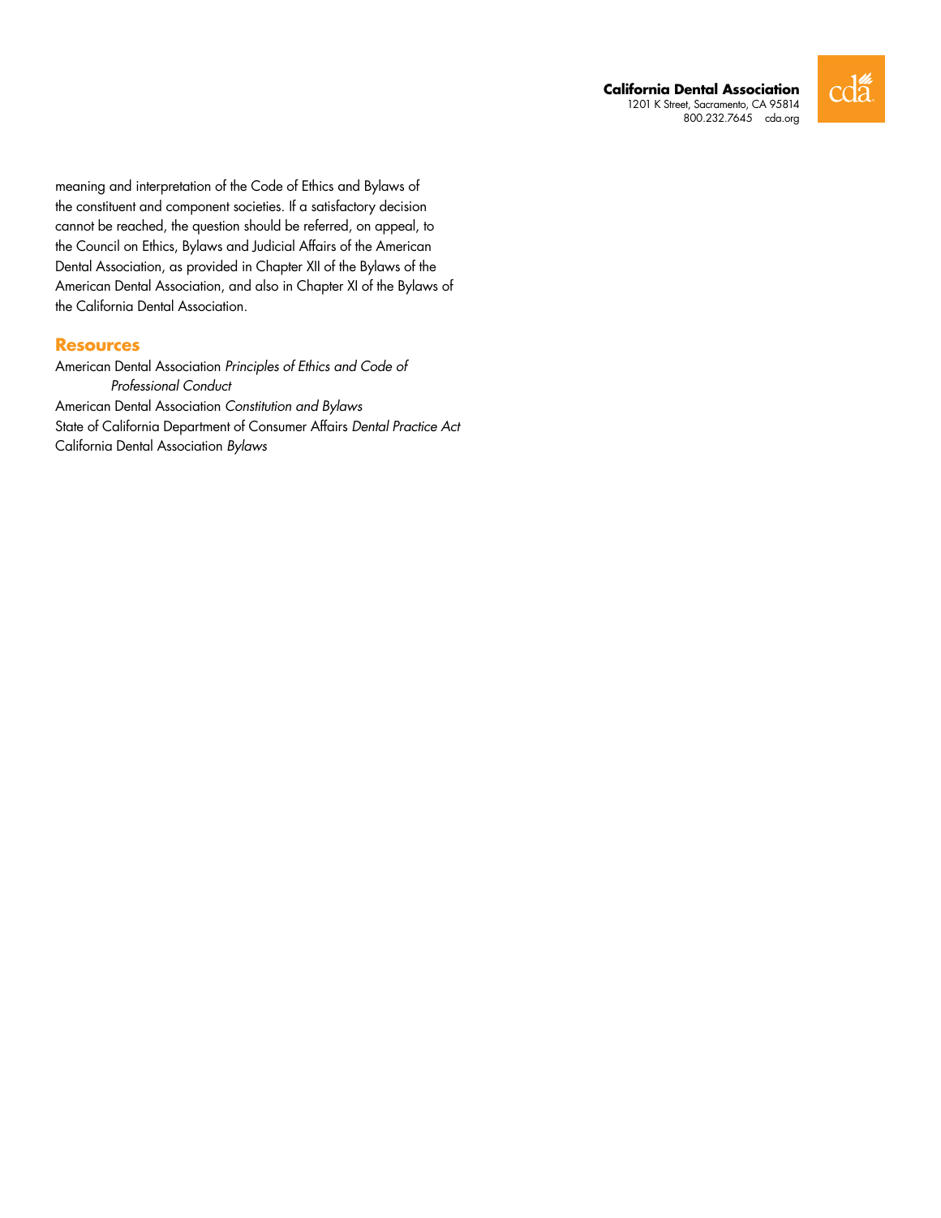meaning and interpretation of the Code of Ethics and Bylaws of the constituent and component societies. If a satisfactory decision cannot be reached, the question should be referred, on appeal, to the Council on Ethics, Bylaws and Judicial Affairs of the American Dental Association, as provided in Chapter XII of the Bylaws of the American Dental Association, and also in Chapter XI of the Bylaws of the California Dental Association.

## Resources

American Dental Association *Principles of Ethics and Code of Professional Conduct*
American Dental Association *Constitution and Bylaws*
State of California Department of Consumer Affairs *Dental Practice Act*
California Dental Association *Bylaws*